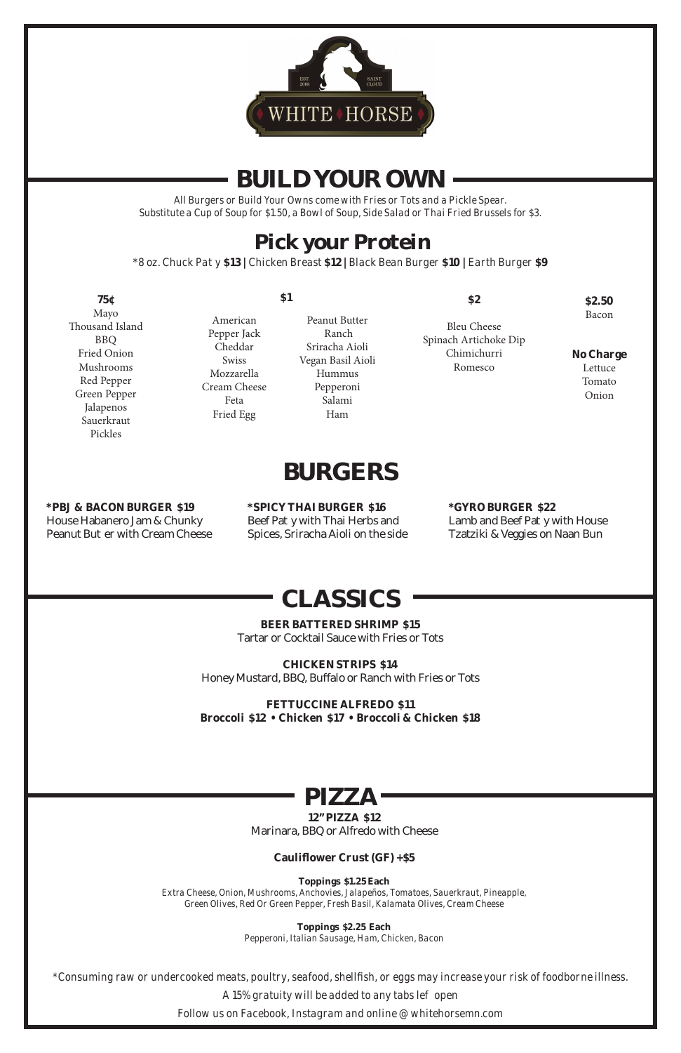WHITE HORSE

EST. 2008 · SAINT CLOUD

# BUILD YOUR OWN

*All Burgers or Build Your Owns come with Fries or Tots and a Pickle Spear.*
*Substitute a Cup of Soup for $1.50, a Bowl of Soup, Side Salad or Thai Fried Brussels for $3.*

## Pick your Protein

*8 oz. Chuck Patty **$13** | Chicken Breast **$12** | Black Bean Burger **$10** | Earth Burger **$9**

**75¢**
Mayo
Thousand Island
BBQ
Fried Onion
Mushrooms
Red Pepper
Green Pepper
Jalapenos
Sauerkraut
Pickles

**$1**
American
Pepper Jack
Cheddar
Swiss
Mozzarella
Cream Cheese
Feta
Fried Egg
Peanut Butter
Ranch
Sriracha Aioli
Vegan Basil Aioli
Hummus
Pepperoni
Salami
Ham

**$2**
Bleu Cheese
Spinach Artichoke Dip
Chimichurri
Romesco

**$2.50**
Bacon

**No Charge**
Lettuce
Tomato
Onion

# BURGERS

**\*PBJ & BACON BURGER $19**
House Habanero Jam & Chunky Peanut Butter with Cream Cheese

**\*SPICY THAI BURGER $16**
Beef Patty with Thai Herbs and Spices, Sriracha Aioli on the side

**\*GYRO BURGER $22**
Lamb and Beef Patty with House Tzatziki & Veggies on Naan Bun

# CLASSICS

**BEER BATTERED SHRIMP $15**
Tartar or Cocktail Sauce with Fries or Tots

**CHICKEN STRIPS $14**
Honey Mustard, BBQ, Buffalo or Ranch with Fries or Tots

**FETTUCCINE ALFREDO $11**
**Broccoli $12 • Chicken $17 • Broccoli & Chicken $18**

# PIZZA

**12" PIZZA $12**
Marinara, BBQ or Alfredo with Cheese

**Cauliflower Crust (GF) +$5**

**Toppings $1.25 Each**
Extra Cheese, Onion, Mushrooms, Anchovies, Jalapeños, Tomatoes, Sauerkraut, Pineapple, Green Olives, Red Or Green Pepper, Fresh Basil, Kalamata Olives, Cream Cheese

**Toppings $2.25 Each**
Pepperoni, Italian Sausage, Ham, Chicken, Bacon

*Consuming raw or undercooked meats, poultry, seafood, shellfish, or eggs may increase your risk of foodborne illness.

A 15% gratuity will be added to any tabs left open

Follow us on Facebook, Instagram and online @ whitehorsemn.com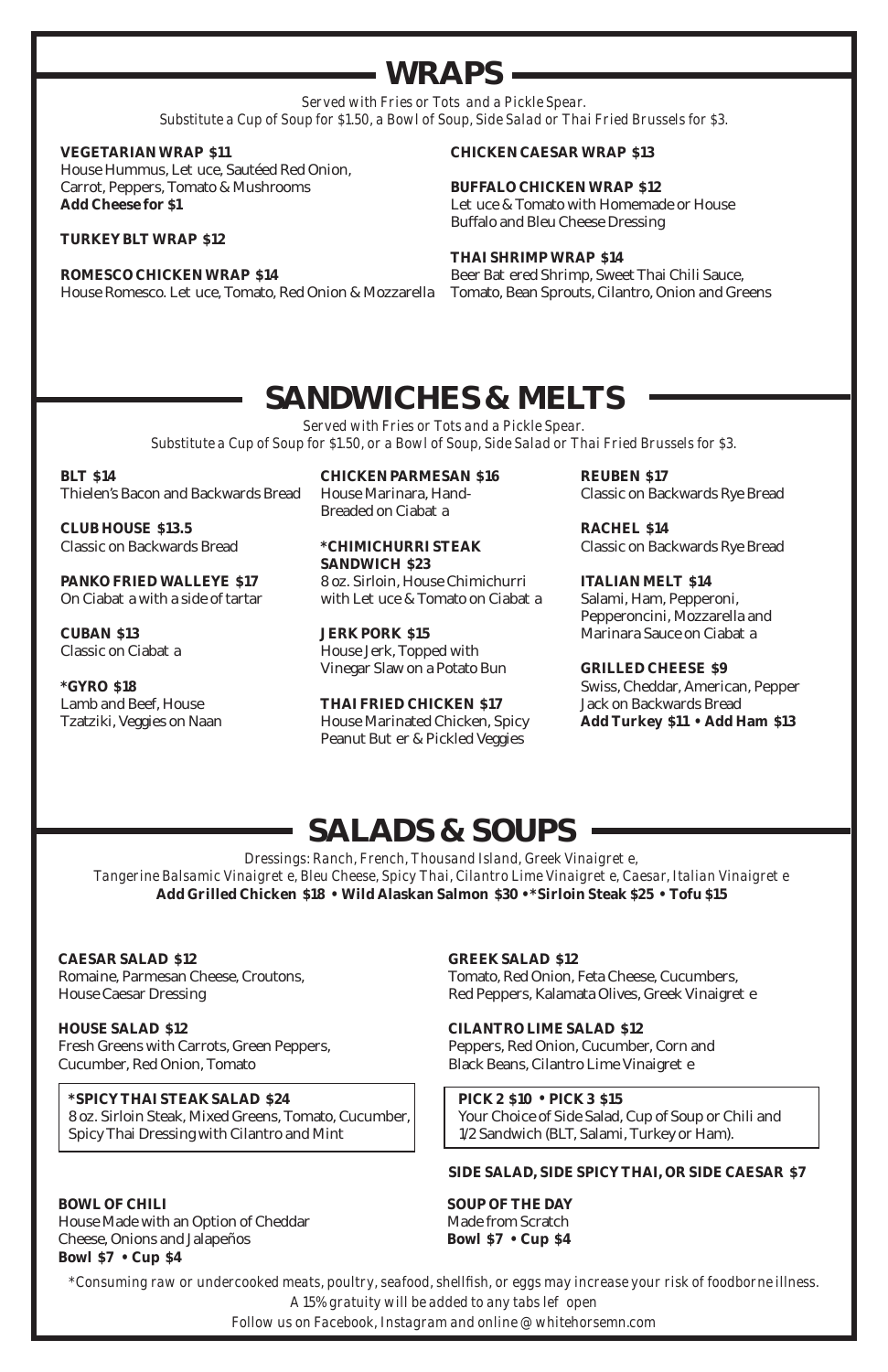# WRAPS

*Served with Fries or Tots and a Pickle Spear.*
*Substitute a Cup of Soup for $1.50, a Bowl of Soup, Side Salad or Thai Fried Brussels for $3.*

**VEGETARIAN WRAP $11**
House Hummus, Lettuce, Sautéed Red Onion, Carrot, Peppers, Tomato & Mushrooms
**Add Cheese for $1**

**TURKEY BLT WRAP $12**

**ROMESCO CHICKEN WRAP $14**
House Romesco. Lettuce, Tomato, Red Onion & Mozzarella

**CHICKEN CAESAR WRAP $13**

**BUFFALO CHICKEN WRAP $12**
Lettuce & Tomato with Homemade or House Buffalo and Bleu Cheese Dressing

**THAI SHRIMP WRAP $14**
Beer Battered Shrimp, Sweet Thai Chili Sauce, Tomato, Bean Sprouts, Cilantro, Onion and Greens

# SANDWICHES & MELTS

*Served with Fries or Tots and a Pickle Spear.*
*Substitute a Cup of Soup for $1.50, or a Bowl of Soup, Side Salad or Thai Fried Brussels for $3.*

**BLT $14**
Thielen's Bacon and Backwards Bread

**CLUB HOUSE $13.5**
Classic on Backwards Bread

**PANKO FRIED WALLEYE $17**
On Ciabatta with a side of tartar

**CUBAN $13**
Classic on Ciabatta

***GYRO $18**
Lamb and Beef, House Tzatziki, Veggies on Naan

**CHICKEN PARMESAN $16**
House Marinara, Hand-Breaded on Ciabatta

***CHIMICHURRI STEAK SANDWICH $23**
8 oz. Sirloin, House Chimichurri with Lettuce & Tomato on Ciabatta

**JERK PORK $15**
House Jerk, Topped with Vinegar Slaw on a Potato Bun

**THAI FRIED CHICKEN $17**
House Marinated Chicken, Spicy Peanut Butter & Pickled Veggies

**REUBEN $17**
Classic on Backwards Rye Bread

**RACHEL $14**
Classic on Backwards Rye Bread

**ITALIAN MELT $14**
Salami, Ham, Pepperoni, Pepperoncini, Mozzarella and Marinara Sauce on Ciabatta

**GRILLED CHEESE $9**
Swiss, Cheddar, American, Pepper Jack on Backwards Bread
**Add Turkey $11 • Add Ham $13**

# SALADS & SOUPS

*Dressings: Ranch, French, Thousand Island, Greek Vinaigrette,*
*Tangerine Balsamic Vinaigrette, Bleu Cheese, Spicy Thai, Cilantro Lime Vinaigrette, Caesar, Italian Vinaigrette*
**Add Grilled Chicken $18 • Wild Alaskan Salmon $30 • *Sirloin Steak $25 • Tofu $15**

**CAESAR SALAD $12**
Romaine, Parmesan Cheese, Croutons, House Caesar Dressing

**HOUSE SALAD $12**
Fresh Greens with Carrots, Green Peppers, Cucumber, Red Onion, Tomato

***SPICY THAI STEAK SALAD $24**
8 oz. Sirloin Steak, Mixed Greens, Tomato, Cucumber, Spicy Thai Dressing with Cilantro and Mint

**GREEK SALAD $12**
Tomato, Red Onion, Feta Cheese, Cucumbers, Red Peppers, Kalamata Olives, Greek Vinaigrette

**CILANTRO LIME SALAD $12**
Peppers, Red Onion, Cucumber, Corn and Black Beans, Cilantro Lime Vinaigrette

**PICK 2 $10 • PICK 3 $15**
Your Choice of Side Salad, Cup of Soup or Chili and 1/2 Sandwich (BLT, Salami, Turkey or Ham).

**SIDE SALAD, SIDE SPICY THAI, OR SIDE CAESAR $7**

**BOWL OF CHILI**
House Made with an Option of Cheddar Cheese, Onions and Jalapeños
**Bowl $7 • Cup $4**

**SOUP OF THE DAY**
Made from Scratch
**Bowl $7 • Cup $4**

*\*Consuming raw or undercooked meats, poultry, seafood, shellfish, or eggs may increase your risk of foodborne illness.*
*A 15% gratuity will be added to any tabs left open*
*Follow us on Facebook, Instagram and online @ whitehorsemn.com*